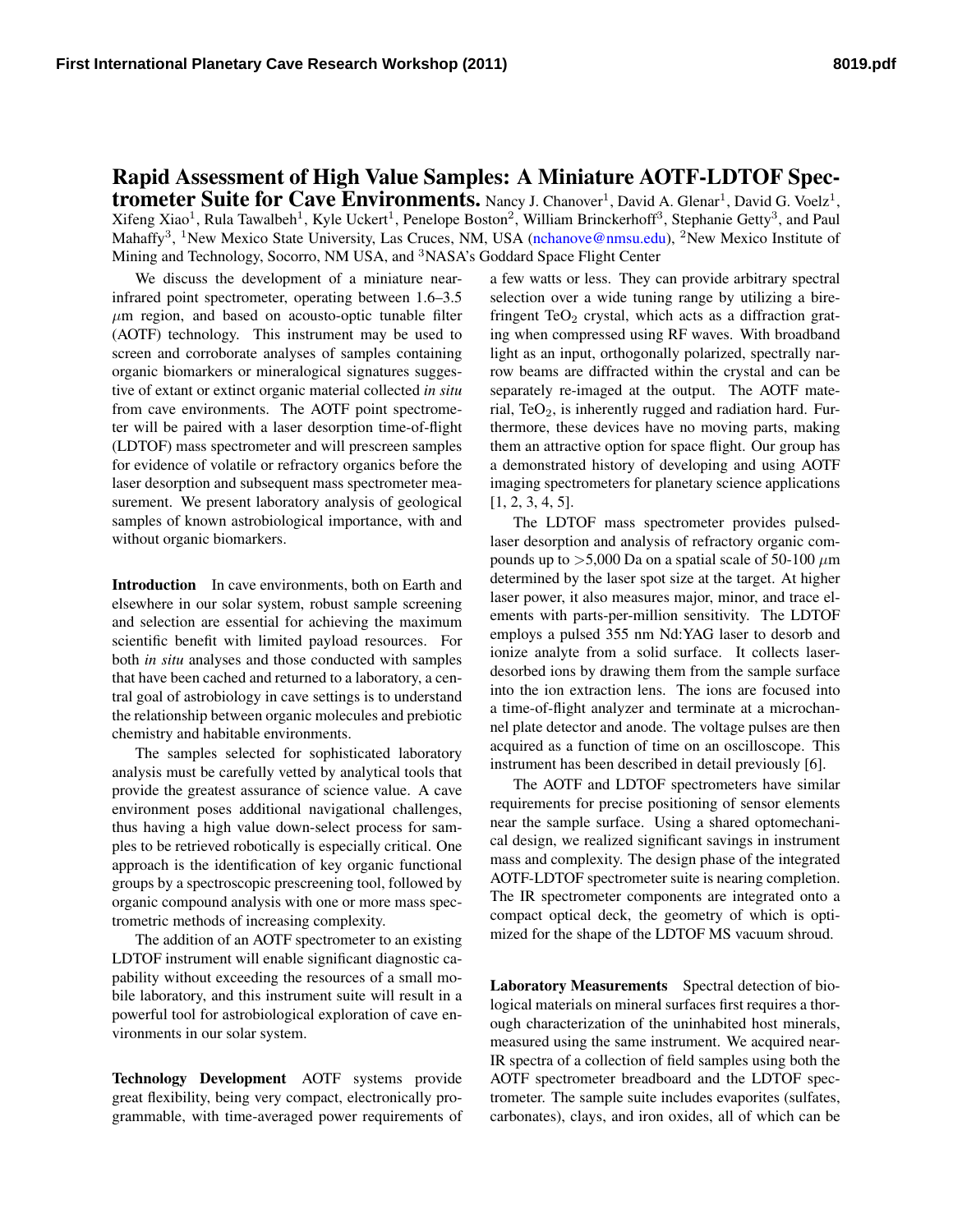# Rapid Assessment of High Value Samples: A Miniature AOTF-LDTOF Spectrometer Suite for Cave Environments.

Nancy J. Chanover[1], David A. Glenar[1], David G. Voelz[1], Xifeng Xiao[1], Rula Tawalbeh[1], Kyle Uckert[1], Penelope Boston[2], William Brinckerhoff[3], Stephanie Getty[3], and Paul Mahaffy[3], [1]New Mexico State University, Las Cruces, NM, USA (nchanove@nmsu.edu), [2]New Mexico Institute of Mining and Technology, Socorro, NM USA, and [3]NASA's Goddard Space Flight Center

We discuss the development of a miniature near-infrared point spectrometer, operating between 1.6–3.5 $\mu$m region, and based on acousto-optic tunable filter (AOTF) technology. This instrument may be used to screen and corroborate analyses of samples containing organic biomarkers or mineralogical signatures suggestive of extant or extinct organic material collected *in situ* from cave environments. The AOTF point spectrometer will be paired with a laser desorption time-of-flight (LDTOF) mass spectrometer and will prescreen samples for evidence of volatile or refractory organics before the laser desorption and subsequent mass spectrometer measurement. We present laboratory analysis of geological samples of known astrobiological importance, with and without organic biomarkers.

**Introduction** In cave environments, both on Earth and elsewhere in our solar system, robust sample screening and selection are essential for achieving the maximum scientific benefit with limited payload resources. For both *in situ* analyses and those conducted with samples that have been cached and returned to a laboratory, a central goal of astrobiology in cave settings is to understand the relationship between organic molecules and prebiotic chemistry and habitable environments.

The samples selected for sophisticated laboratory analysis must be carefully vetted by analytical tools that provide the greatest assurance of science value. A cave environment poses additional navigational challenges, thus having a high value down-select process for samples to be retrieved robotically is especially critical. One approach is the identification of key organic functional groups by a spectroscopic prescreening tool, followed by organic compound analysis with one or more mass spectrometric methods of increasing complexity.

The addition of an AOTF spectrometer to an existing LDTOF instrument will enable significant diagnostic capability without exceeding the resources of a small mobile laboratory, and this instrument suite will result in a powerful tool for astrobiological exploration of cave environments in our solar system.

**Technology Development** AOTF systems provide great flexibility, being very compact, electronically programmable, with time-averaged power requirements of a few watts or less. They can provide arbitrary spectral selection over a wide tuning range by utilizing a birefringent $TeO_2$ crystal, which acts as a diffraction grating when compressed using RF waves. With broadband light as an input, orthogonally polarized, spectrally narrow beams are diffracted within the crystal and can be separately re-imaged at the output. The AOTF material, $TeO_2$, is inherently rugged and radiation hard. Furthermore, these devices have no moving parts, making them an attractive option for space flight. Our group has a demonstrated history of developing and using AOTF imaging spectrometers for planetary science applications [1, 2, 3, 4, 5].

The LDTOF mass spectrometer provides pulsed-laser desorption and analysis of refractory organic compounds up to >5,000 Da on a spatial scale of 50-100 $\mu$m determined by the laser spot size at the target. At higher laser power, it also measures major, minor, and trace elements with parts-per-million sensitivity. The LDTOF employs a pulsed 355 nm Nd:YAG laser to desorb and ionize analyte from a solid surface. It collects laser-desorbed ions by drawing them from the sample surface into the ion extraction lens. The ions are focused into a time-of-flight analyzer and terminate at a microchannel plate detector and anode. The voltage pulses are then acquired as a function of time on an oscilloscope. This instrument has been described in detail previously [6].

The AOTF and LDTOF spectrometers have similar requirements for precise positioning of sensor elements near the sample surface. Using a shared optomechanical design, we realized significant savings in instrument mass and complexity. The design phase of the integrated AOTF-LDTOF spectrometer suite is nearing completion. The IR spectrometer components are integrated onto a compact optical deck, the geometry of which is optimized for the shape of the LDTOF MS vacuum shroud.

**Laboratory Measurements** Spectral detection of biological materials on mineral surfaces first requires a thorough characterization of the uninhabited host minerals, measured using the same instrument. We acquired near-IR spectra of a collection of field samples using both the AOTF spectrometer breadboard and the LDTOF spectrometer. The sample suite includes evaporites (sulfates, carbonates), clays, and iron oxides, all of which can be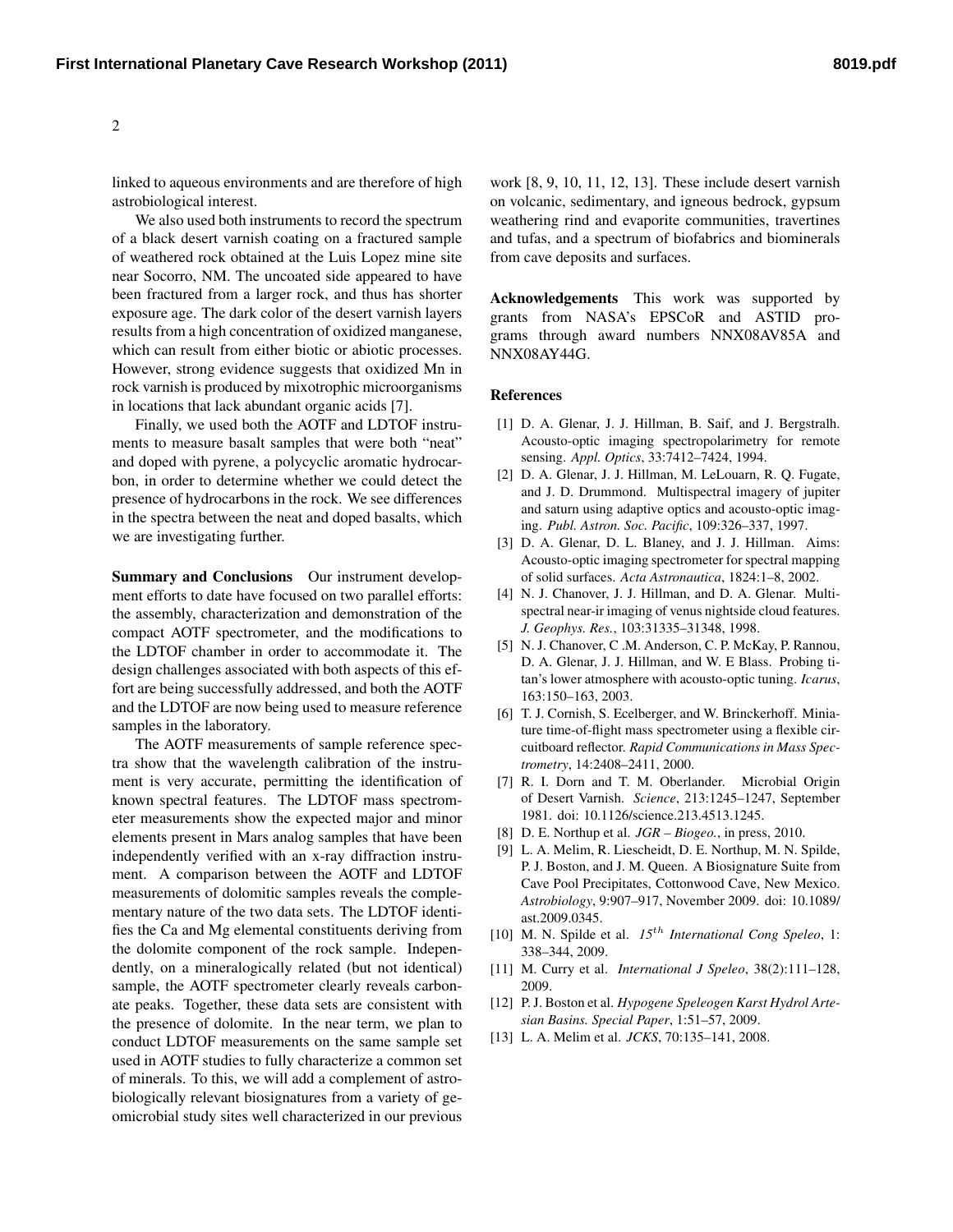linked to aqueous environments and are therefore of high astrobiological interest.

We also used both instruments to record the spectrum of a black desert varnish coating on a fractured sample of weathered rock obtained at the Luis Lopez mine site near Socorro, NM. The uncoated side appeared to have been fractured from a larger rock, and thus has shorter exposure age. The dark color of the desert varnish layers results from a high concentration of oxidized manganese, which can result from either biotic or abiotic processes. However, strong evidence suggests that oxidized Mn in rock varnish is produced by mixotrophic microorganisms in locations that lack abundant organic acids [7].

Finally, we used both the AOTF and LDTOF instruments to measure basalt samples that were both "neat" and doped with pyrene, a polycyclic aromatic hydrocarbon, in order to determine whether we could detect the presence of hydrocarbons in the rock. We see differences in the spectra between the neat and doped basalts, which we are investigating further.

**Summary and Conclusions** Our instrument development efforts to date have focused on two parallel efforts: the assembly, characterization and demonstration of the compact AOTF spectrometer, and the modifications to the LDTOF chamber in order to accommodate it. The design challenges associated with both aspects of this effort are being successfully addressed, and both the AOTF and the LDTOF are now being used to measure reference samples in the laboratory.

The AOTF measurements of sample reference spectra show that the wavelength calibration of the instrument is very accurate, permitting the identification of known spectral features. The LDTOF mass spectrometer measurements show the expected major and minor elements present in Mars analog samples that have been independently verified with an x-ray diffraction instrument. A comparison between the AOTF and LDTOF measurements of dolomitic samples reveals the complementary nature of the two data sets. The LDTOF identifies the Ca and Mg elemental constituents deriving from the dolomite component of the rock sample. Independently, on a mineralogically related (but not identical) sample, the AOTF spectrometer clearly reveals carbonate peaks. Together, these data sets are consistent with the presence of dolomite. In the near term, we plan to conduct LDTOF measurements on the same sample set used in AOTF studies to fully characterize a common set of minerals. To this, we will add a complement of astrobiologically relevant biosignatures from a variety of geomicrobial study sites well characterized in our previous work [8, 9, 10, 11, 12, 13]. These include desert varnish on volcanic, sedimentary, and igneous bedrock, gypsum weathering rind and evaporite communities, travertines and tufas, and a spectrum of biofabrics and biominerals from cave deposits and surfaces.

**Acknowledgements** This work was supported by grants from NASA's EPSCoR and ASTID programs through award numbers NNX08AV85A and NNX08AY44G.

## References

[1] D. A. Glenar, J. J. Hillman, B. Saif, and J. Bergstralh. Acousto-optic imaging spectropolarimetry for remote sensing. *Appl. Optics*, 33:7412–7424, 1994.

[2] D. A. Glenar, J. J. Hillman, M. LeLouarn, R. Q. Fugate, and J. D. Drummond. Multispectral imagery of jupiter and saturn using adaptive optics and acousto-optic imaging. *Publ. Astron. Soc. Pacific*, 109:326–337, 1997.

[3] D. A. Glenar, D. L. Blaney, and J. J. Hillman. Aims: Acousto-optic imaging spectrometer for spectral mapping of solid surfaces. *Acta Astronautica*, 1824:1–8, 2002.

[4] N. J. Chanover, J. J. Hillman, and D. A. Glenar. Multispectral near-ir imaging of venus nightside cloud features. *J. Geophys. Res.*, 103:31335–31348, 1998.

[5] N. J. Chanover, C .M. Anderson, C. P. McKay, P. Rannou, D. A. Glenar, J. J. Hillman, and W. E Blass. Probing titan's lower atmosphere with acousto-optic tuning. *Icarus*, 163:150–163, 2003.

[6] T. J. Cornish, S. Ecelberger, and W. Brinckerhoff. Miniature time-of-flight mass spectrometer using a flexible circuitboard reflector. *Rapid Communications in Mass Spectrometry*, 14:2408–2411, 2000.

[7] R. I. Dorn and T. M. Oberlander. Microbial Origin of Desert Varnish. *Science*, 213:1245–1247, September 1981. doi: 10.1126/science.213.4513.1245.

[8] D. E. Northup et al. *JGR – Biogeo.*, in press, 2010.

[9] L. A. Melim, R. Liescheidt, D. E. Northup, M. N. Spilde, P. J. Boston, and J. M. Queen. A Biosignature Suite from Cave Pool Precipitates, Cottonwood Cave, New Mexico. *Astrobiology*, 9:907–917, November 2009. doi: 10.1089/ast.2009.0345.

[10] M. N. Spilde et al. *15$^{th}$ International Cong Speleo*, 1: 338–344, 2009.

[11] M. Curry et al. *International J Speleo*, 38(2):111–128, 2009.

[12] P. J. Boston et al. *Hypogene Speleogen Karst Hydrol Artesian Basins. Special Paper*, 1:51–57, 2009.

[13] L. A. Melim et al. *JCKS*, 70:135–141, 2008.